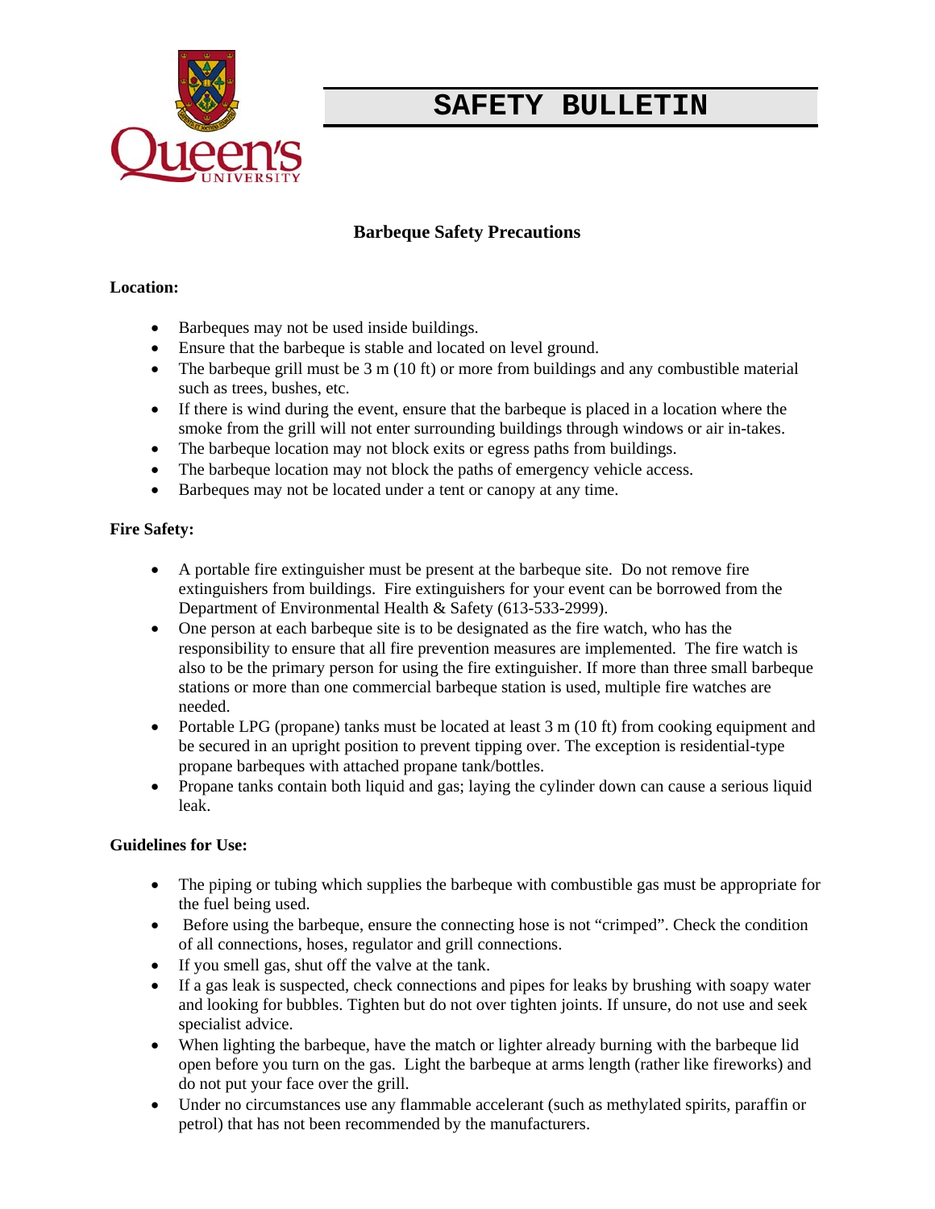# SAFETY BULLETIN

## Barbeque Safety Precautions

**Location:**

- Barbeques may not be used inside buildings.
- Ensure that the barbeque is stable and located on level ground.
- The barbeque grill must be 3 m (10 ft) or more from buildings and any combustible material such as trees, bushes, etc.
- If there is wind during the event, ensure that the barbeque is placed in a location where the smoke from the grill will not enter surrounding buildings through windows or air in-takes.
- The barbeque location may not block exits or egress paths from buildings.
- The barbeque location may not block the paths of emergency vehicle access.
- Barbeques may not be located under a tent or canopy at any time.

**Fire Safety:**

- A portable fire extinguisher must be present at the barbeque site. Do not remove fire extinguishers from buildings. Fire extinguishers for your event can be borrowed from the Department of Environmental Health & Safety (613-533-2999).
- One person at each barbeque site is to be designated as the fire watch, who has the responsibility to ensure that all fire prevention measures are implemented. The fire watch is also to be the primary person for using the fire extinguisher. If more than three small barbeque stations or more than one commercial barbeque station is used, multiple fire watches are needed.
- Portable LPG (propane) tanks must be located at least 3 m (10 ft) from cooking equipment and be secured in an upright position to prevent tipping over. The exception is residential-type propane barbeques with attached propane tank/bottles.
- Propane tanks contain both liquid and gas; laying the cylinder down can cause a serious liquid leak.

**Guidelines for Use:**

- The piping or tubing which supplies the barbeque with combustible gas must be appropriate for the fuel being used.
- Before using the barbeque, ensure the connecting hose is not "crimped". Check the condition of all connections, hoses, regulator and grill connections.
- If you smell gas, shut off the valve at the tank.
- If a gas leak is suspected, check connections and pipes for leaks by brushing with soapy water and looking for bubbles. Tighten but do not over tighten joints. If unsure, do not use and seek specialist advice.
- When lighting the barbeque, have the match or lighter already burning with the barbeque lid open before you turn on the gas. Light the barbeque at arms length (rather like fireworks) and do not put your face over the grill.
- Under no circumstances use any flammable accelerant (such as methylated spirits, paraffin or petrol) that has not been recommended by the manufacturers.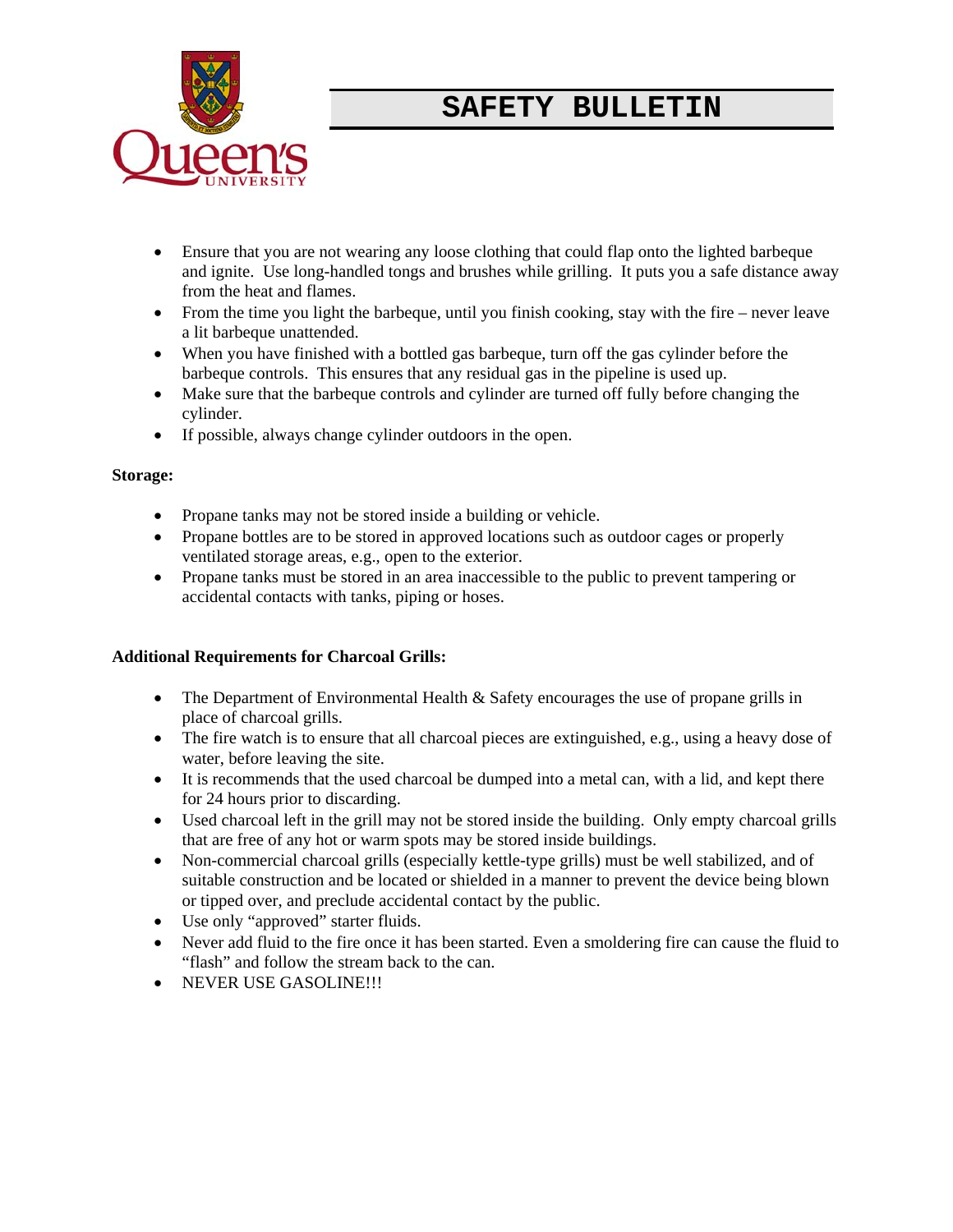# SAFETY BULLETIN

- Ensure that you are not wearing any loose clothing that could flap onto the lighted barbeque and ignite. Use long-handled tongs and brushes while grilling. It puts you a safe distance away from the heat and flames.
- From the time you light the barbeque, until you finish cooking, stay with the fire – never leave a lit barbeque unattended.
- When you have finished with a bottled gas barbeque, turn off the gas cylinder before the barbeque controls. This ensures that any residual gas in the pipeline is used up.
- Make sure that the barbeque controls and cylinder are turned off fully before changing the cylinder.
- If possible, always change cylinder outdoors in the open.

**Storage:**

- Propane tanks may not be stored inside a building or vehicle.
- Propane bottles are to be stored in approved locations such as outdoor cages or properly ventilated storage areas, e.g., open to the exterior.
- Propane tanks must be stored in an area inaccessible to the public to prevent tampering or accidental contacts with tanks, piping or hoses.

**Additional Requirements for Charcoal Grills:**

- The Department of Environmental Health & Safety encourages the use of propane grills in place of charcoal grills.
- The fire watch is to ensure that all charcoal pieces are extinguished, e.g., using a heavy dose of water, before leaving the site.
- It is recommends that the used charcoal be dumped into a metal can, with a lid, and kept there for 24 hours prior to discarding.
- Used charcoal left in the grill may not be stored inside the building. Only empty charcoal grills that are free of any hot or warm spots may be stored inside buildings.
- Non-commercial charcoal grills (especially kettle-type grills) must be well stabilized, and of suitable construction and be located or shielded in a manner to prevent the device being blown or tipped over, and preclude accidental contact by the public.
- Use only "approved" starter fluids.
- Never add fluid to the fire once it has been started. Even a smoldering fire can cause the fluid to "flash" and follow the stream back to the can.
- NEVER USE GASOLINE!!!